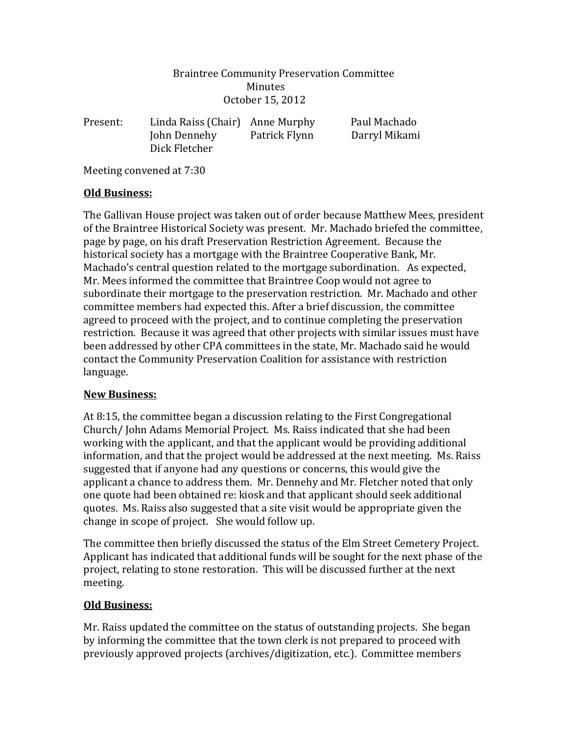Braintree Community Preservation Committee
Minutes
October 15, 2012

| Present: | Linda Raiss (Chair) | Anne Murphy | Paul Machado |
|---|---|---|---|
| | John Dennehy | Patrick Flynn | Darryl Mikami |
| | Dick Fletcher | | |

Meeting convened at 7:30

**Old Business:**

The Gallivan House project was taken out of order because Matthew Mees, president of the Braintree Historical Society was present. Mr. Machado briefed the committee, page by page, on his draft Preservation Restriction Agreement. Because the historical society has a mortgage with the Braintree Cooperative Bank, Mr. Machado's central question related to the mortgage subordination. As expected, Mr. Mees informed the committee that Braintree Coop would not agree to subordinate their mortgage to the preservation restriction. Mr. Machado and other committee members had expected this. After a brief discussion, the committee agreed to proceed with the project, and to continue completing the preservation restriction. Because it was agreed that other projects with similar issues must have been addressed by other CPA committees in the state, Mr. Machado said he would contact the Community Preservation Coalition for assistance with restriction language.

**New Business:**

At 8:15, the committee began a discussion relating to the First Congregational Church/ John Adams Memorial Project. Ms. Raiss indicated that she had been working with the applicant, and that the applicant would be providing additional information, and that the project would be addressed at the next meeting. Ms. Raiss suggested that if anyone had any questions or concerns, this would give the applicant a chance to address them. Mr. Dennehy and Mr. Fletcher noted that only one quote had been obtained re: kiosk and that applicant should seek additional quotes. Ms. Raiss also suggested that a site visit would be appropriate given the change in scope of project. She would follow up.

The committee then briefly discussed the status of the Elm Street Cemetery Project. Applicant has indicated that additional funds will be sought for the next phase of the project, relating to stone restoration. This will be discussed further at the next meeting.

**Old Business:**

Mr. Raiss updated the committee on the status of outstanding projects. She began by informing the committee that the town clerk is not prepared to proceed with previously approved projects (archives/digitization, etc.). Committee members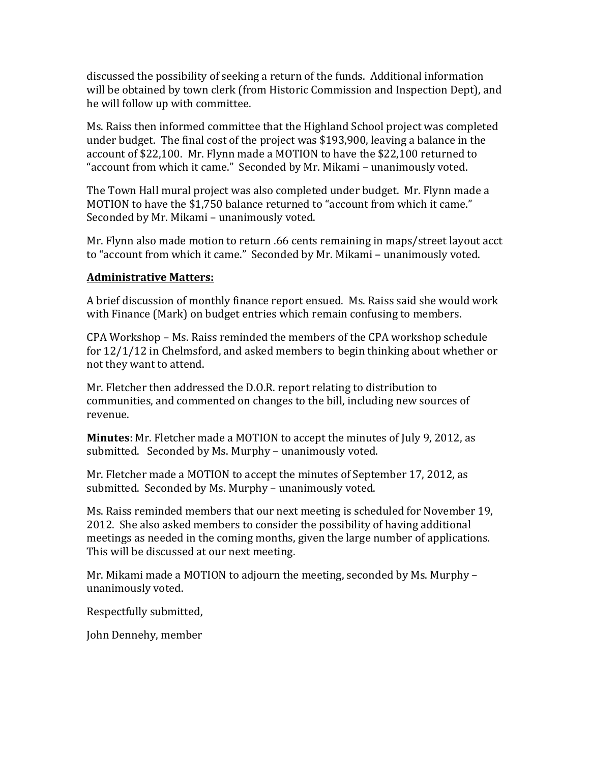discussed the possibility of seeking a return of the funds. Additional information will be obtained by town clerk (from Historic Commission and Inspection Dept), and he will follow up with committee.

Ms. Raiss then informed committee that the Highland School project was completed under budget. The final cost of the project was $193,900, leaving a balance in the account of $22,100. Mr. Flynn made a MOTION to have the $22,100 returned to "account from which it came." Seconded by Mr. Mikami – unanimously voted.

The Town Hall mural project was also completed under budget. Mr. Flynn made a MOTION to have the $1,750 balance returned to "account from which it came." Seconded by Mr. Mikami – unanimously voted.

Mr. Flynn also made motion to return .66 cents remaining in maps/street layout acct to "account from which it came." Seconded by Mr. Mikami – unanimously voted.

**Administrative Matters:**

A brief discussion of monthly finance report ensued. Ms. Raiss said she would work with Finance (Mark) on budget entries which remain confusing to members.

CPA Workshop – Ms. Raiss reminded the members of the CPA workshop schedule for 12/1/12 in Chelmsford, and asked members to begin thinking about whether or not they want to attend.

Mr. Fletcher then addressed the D.O.R. report relating to distribution to communities, and commented on changes to the bill, including new sources of revenue.

**Minutes**: Mr. Fletcher made a MOTION to accept the minutes of July 9, 2012, as submitted. Seconded by Ms. Murphy – unanimously voted.

Mr. Fletcher made a MOTION to accept the minutes of September 17, 2012, as submitted. Seconded by Ms. Murphy – unanimously voted.

Ms. Raiss reminded members that our next meeting is scheduled for November 19, 2012. She also asked members to consider the possibility of having additional meetings as needed in the coming months, given the large number of applications. This will be discussed at our next meeting.

Mr. Mikami made a MOTION to adjourn the meeting, seconded by Ms. Murphy – unanimously voted.

Respectfully submitted,

John Dennehy, member